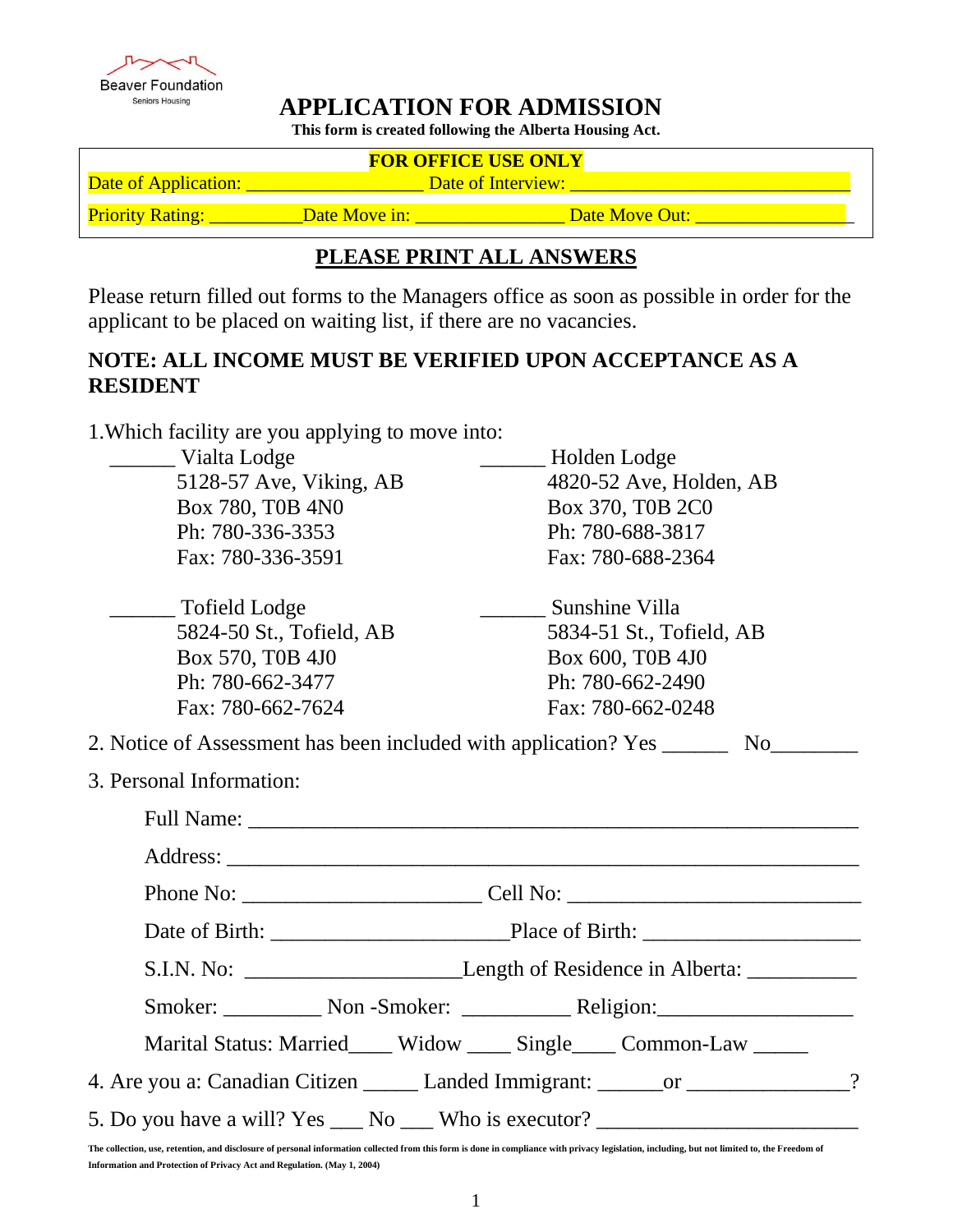Beaver Foundation
Seniors Housing

# APPLICATION FOR ADMISSION

**This form is created following the Alberta Housing Act.**

**FOR OFFICE USE ONLY**

Date of Application: ___________________ Date of Interview: ______________________________

Priority Rating: __________Date Move in: ________________ Date Move Out: _________________

## PLEASE PRINT ALL ANSWERS

Please return filled out forms to the Managers office as soon as possible in order for the applicant to be placed on waiting list, if there are no vacancies.

**NOTE: ALL INCOME MUST BE VERIFIED UPON ACCEPTANCE AS A RESIDENT**

1.Which facility are you applying to move into:

______ Vialta Lodge
5128-57 Ave, Viking, AB
Box 780, T0B 4N0
Ph: 780-336-3353
Fax: 780-336-3591

______ Holden Lodge
4820-52 Ave, Holden, AB
Box 370, T0B 2C0
Ph: 780-688-3817
Fax: 780-688-2364

______ Tofield Lodge
5824-50 St., Tofield, AB
Box 570, T0B 4J0
Ph: 780-662-3477
Fax: 780-662-7624

______ Sunshine Villa
5834-51 St., Tofield, AB
Box 600, T0B 4J0
Ph: 780-662-2490
Fax: 780-662-0248

2. Notice of Assessment has been included with application? Yes ______ No________

3. Personal Information:

Full Name: ____________________________________________________

Address: ______________________________________________________

Phone No: ______________________ Cell No: ___________________________

Date of Birth: ______________________Place of Birth: ____________________

S.I.N. No: ____________________Length of Residence in Alberta: __________

Smoker: _________ Non -Smoker: __________ Religion:__________________

Marital Status: Married____ Widow ____ Single____ Common-Law _____

4. Are you a: Canadian Citizen _____ Landed Immigrant: ______or _______________?

5. Do you have a will? Yes ___ No ___ Who is executor? _________________________

**The collection, use, retention, and disclosure of personal information collected from this form is done in compliance with privacy legislation, including, but not limited to, the Freedom of Information and Protection of Privacy Act and Regulation. (May 1, 2004)**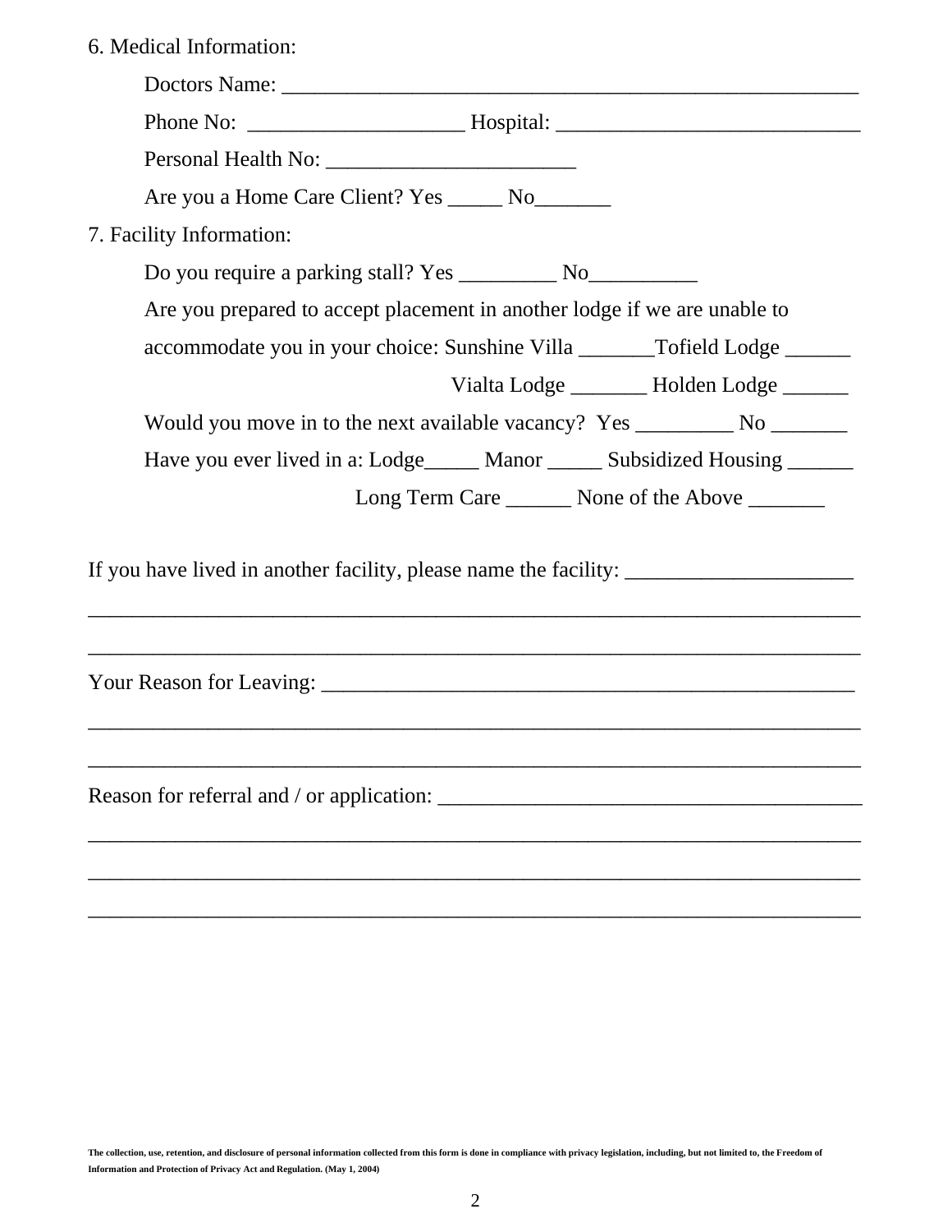6. Medical Information:

Doctors Name: ________________________________________________________

Phone No: ____________________ Hospital: ____________________________

Personal Health No: _______________________

Are you a Home Care Client? Yes _____ No_______

7. Facility Information:

Do you require a parking stall? Yes _________ No__________

Are you prepared to accept placement in another lodge if we are unable to accommodate you in your choice: Sunshine Villa _______Tofield Lodge ______ Vialta Lodge _______ Holden Lodge ______

Would you move in to the next available vacancy? Yes _________ No _______

Have you ever lived in a: Lodge_____ Manor _____ Subsidized Housing ______ Long Term Care ______ None of the Above _______

If you have lived in another facility, please name the facility: _____________________

__________________________________________________________________________

__________________________________________________________________________

Your Reason for Leaving: __________________________________________________

__________________________________________________________________________

__________________________________________________________________________

Reason for referral and / or application: ______________________________________

__________________________________________________________________________

__________________________________________________________________________

__________________________________________________________________________

**The collection, use, retention, and disclosure of personal information collected from this form is done in compliance with privacy legislation, including, but not limited to, the Freedom of Information and Protection of Privacy Act and Regulation. (May 1, 2004)**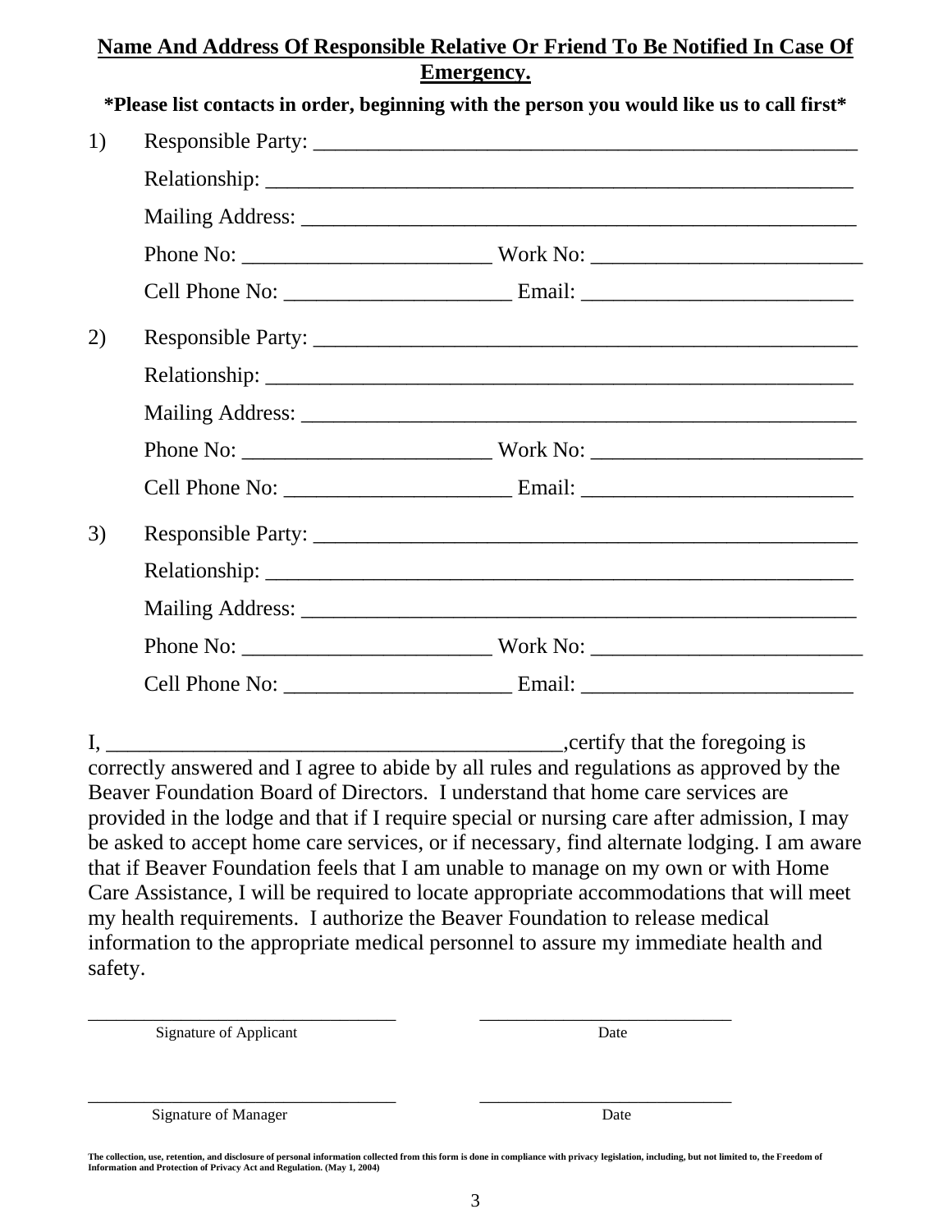**Name And Address Of Responsible Relative Or Friend To Be Notified In Case Of Emergency.**

**\*Please list contacts in order, beginning with the person you would like us to call first\***

1) Responsible Party: ____________________________________________________

Relationship: ________________________________________________________

Mailing Address: _____________________________________________________

Phone No: _______________________ Work No: _________________________

Cell Phone No: _____________________ Email: _________________________

2) Responsible Party: ____________________________________________________

Relationship: ________________________________________________________

Mailing Address: _____________________________________________________

Phone No: _______________________ Work No: _________________________

Cell Phone No: _____________________ Email: _________________________

3) Responsible Party: ____________________________________________________

Relationship: ________________________________________________________

Mailing Address: _____________________________________________________

Phone No: _______________________ Work No: _________________________

Cell Phone No: _____________________ Email: _________________________

I, ____________________________________________,certify that the foregoing is correctly answered and I agree to abide by all rules and regulations as approved by the Beaver Foundation Board of Directors. I understand that home care services are provided in the lodge and that if I require special or nursing care after admission, I may be asked to accept home care services, or if necessary, find alternate lodging. I am aware that if Beaver Foundation feels that I am unable to manage on my own or with Home Care Assistance, I will be required to locate appropriate accommodations that will meet my health requirements. I authorize the Beaver Foundation to release medical information to the appropriate medical personnel to assure my immediate health and safety.

_________________________________ ___________________________
Signature of Applicant Date

_________________________________ ___________________________
Signature of Manager Date

**The collection, use, retention, and disclosure of personal information collected from this form is done in compliance with privacy legislation, including, but not limited to, the Freedom of Information and Protection of Privacy Act and Regulation. (May 1, 2004)**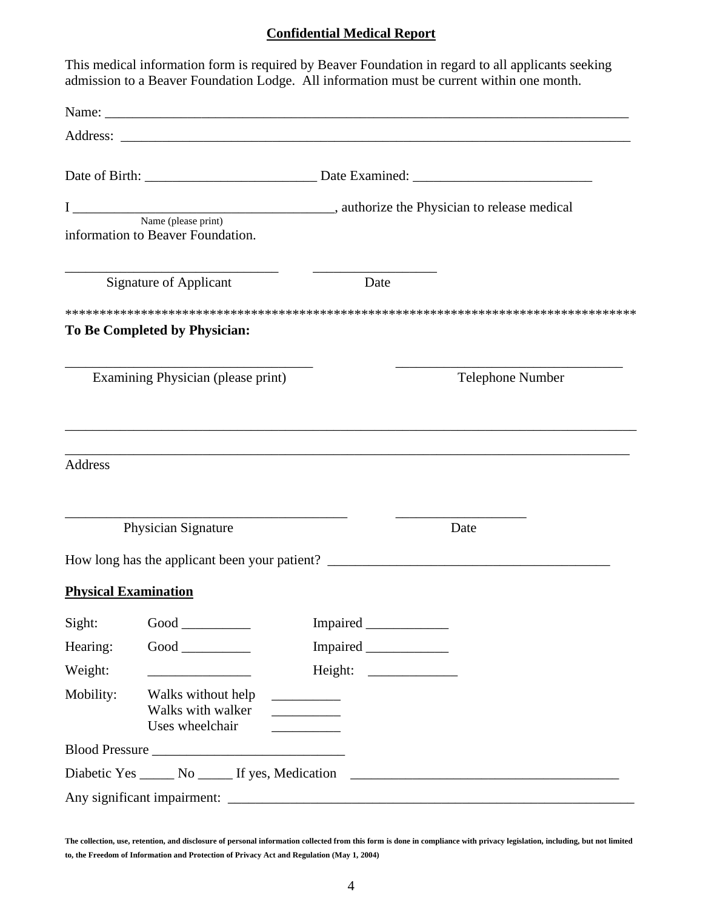**Confidential Medical Report**

This medical information form is required by Beaver Foundation in regard to all applicants seeking admission to a Beaver Foundation Lodge. All information must be current within one month.

Name: ___________________________________________________________________________

Address: __________________________________________________________________________

Date of Birth: _________________________ Date Examined: __________________________

I _____________________________________, authorize the Physician to release medical
Name (please print)
information to Beaver Foundation.

_______________________________ __________________
Signature of Applicant Date

***************************************************************************************

**To Be Completed by Physician:**

____________________________________ _________________________________
Examining Physician (please print) Telephone Number

_____________________________________________________________________________________

_____________________________________________________________________________________
Address

_________________________________________ ___________________
Physician Signature Date

How long has the applicant been your patient? _________________________________________

**Physical Examination**

Sight: Good __________ Impaired ____________

Hearing: Good __________ Impaired ____________

Weight: _______________ Height: _____________

Mobility: Walks without help __________
Walks with walker __________
Uses wheelchair __________

Blood Pressure ___________________________

Diabetic Yes _____ No _____ If yes, Medication _______________________________________

Any significant impairment: ____________________________________________________________

**The collection, use, retention, and disclosure of personal information collected from this form is done in compliance with privacy legislation, including, but not limited to, the Freedom of Information and Protection of Privacy Act and Regulation (May 1, 2004)**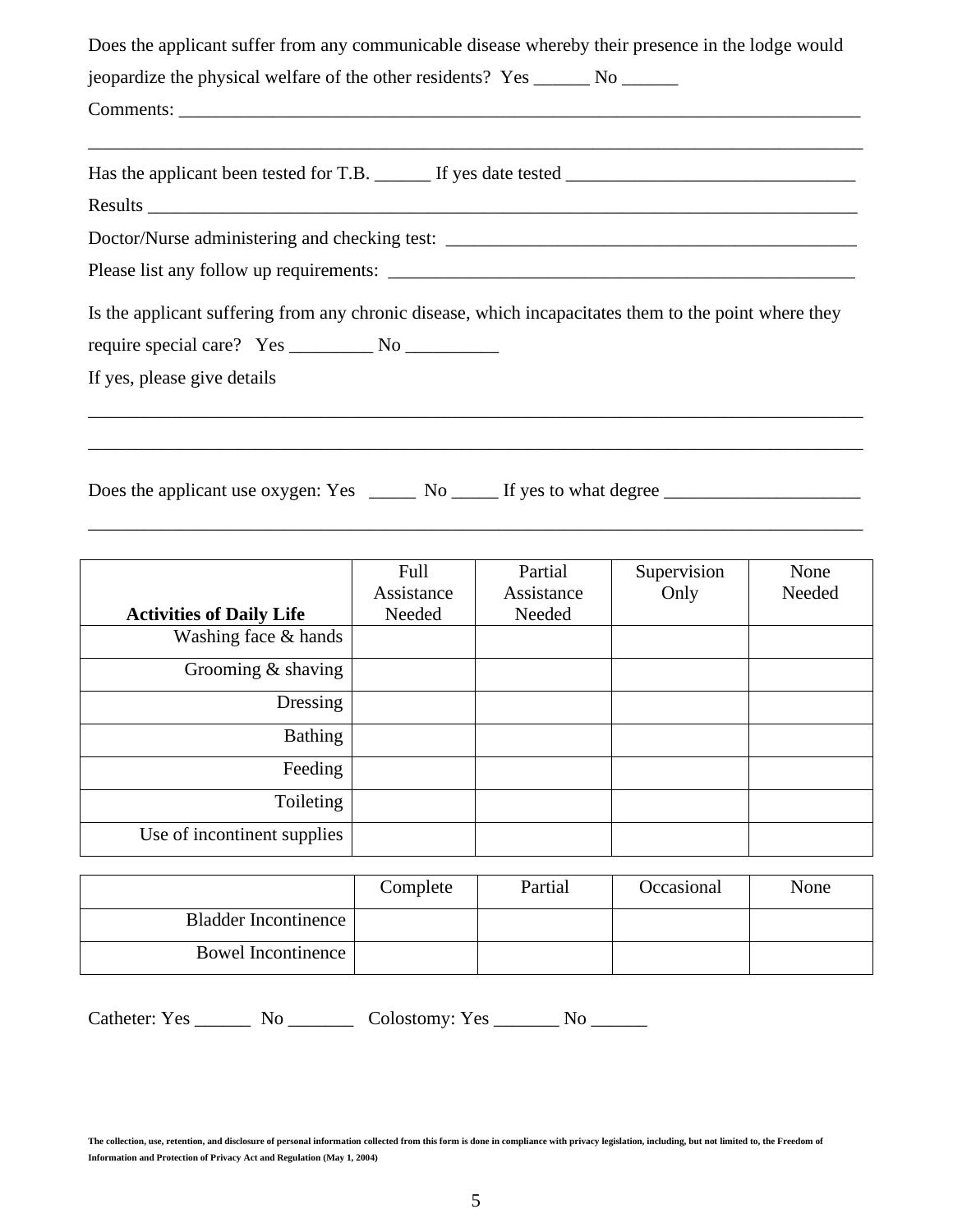Does the applicant suffer from any communicable disease whereby their presence in the lodge would jeopardize the physical welfare of the other residents? Yes ______ No ______

Comments: ___________________________________________________________________________

_____________________________________________________________________________________

Has the applicant been tested for T.B. ______ If yes date tested _______________________________

Results ______________________________________________________________________________

Doctor/Nurse administering and checking test: _____________________________________________

Please list any follow up requirements: ____________________________________________________

Is the applicant suffering from any chronic disease, which incapacitates them to the point where they require special care? Yes _________ No __________

If yes, please give details

_____________________________________________________________________________________

_____________________________________________________________________________________

Does the applicant use oxygen: Yes _____ No _____ If yes to what degree _____________________

_____________________________________________________________________________________

| **Activities of Daily Life** | Full Assistance Needed | Partial Assistance Needed | Supervision Only | None Needed |
|---|---|---|---|---|
| Washing face & hands | | | | |
| Grooming & shaving | | | | |
| Dressing | | | | |
| Bathing | | | | |
| Feeding | | | | |
| Toileting | | | | |
| Use of incontinent supplies | | | | |

| | Complete | Partial | Occasional | None |
|---|---|---|---|---|
| Bladder Incontinence | | | | |
| Bowel Incontinence | | | | |

Catheter: Yes ______ No _______ Colostomy: Yes _______ No ______

**The collection, use, retention, and disclosure of personal information collected from this form is done in compliance with privacy legislation, including, but not limited to, the Freedom of Information and Protection of Privacy Act and Regulation (May 1, 2004)**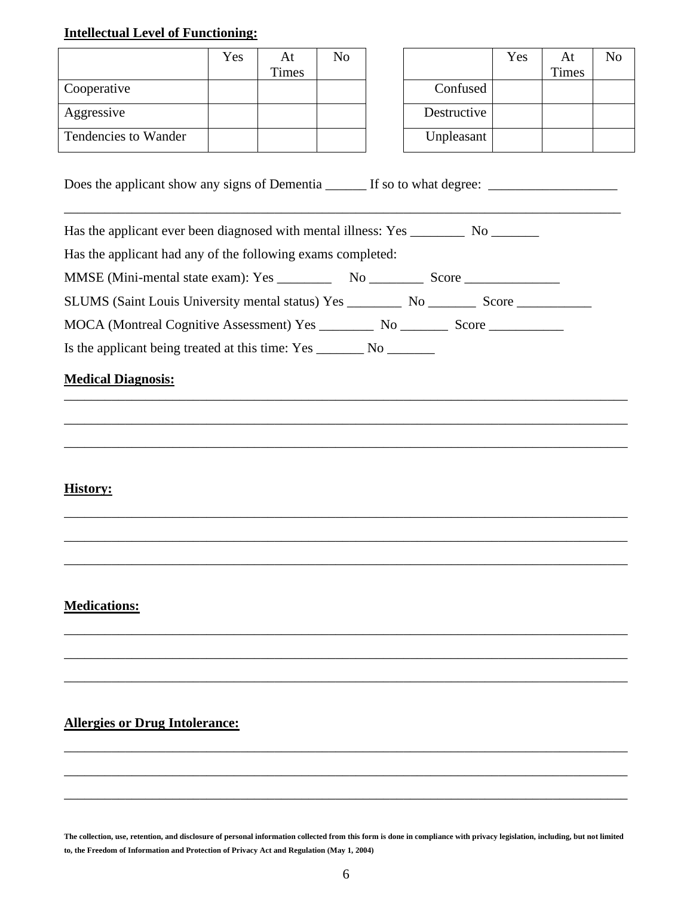**Intellectual Level of Functioning:**

| | Yes | At Times | No |
|---|---|---|---|
| Cooperative | | | |
| Aggressive | | | |
| Tendencies to Wander | | | |

| | Yes | At Times | No |
|---|---|---|---|
| Confused | | | |
| Destructive | | | |
| Unpleasant | | | |

Does the applicant show any signs of Dementia ______ If so to what degree: ___________________

_____________________________________________________________________________________

Has the applicant ever been diagnosed with mental illness: Yes ________ No _______

Has the applicant had any of the following exams completed:

MMSE (Mini-mental state exam): Yes ________ No ________ Score ______________

SLUMS (Saint Louis University mental status) Yes ________ No _______ Score ___________

MOCA (Montreal Cognitive Assessment) Yes ________ No _______ Score ___________

Is the applicant being treated at this time: Yes _______ No _______

**Medical Diagnosis:**

_____________________________________________________________________________________

_____________________________________________________________________________________

_____________________________________________________________________________________

**History:**

_____________________________________________________________________________________

_____________________________________________________________________________________

_____________________________________________________________________________________

**Medications:**

_____________________________________________________________________________________

_____________________________________________________________________________________

_____________________________________________________________________________________

**Allergies or Drug Intolerance:**

_____________________________________________________________________________________

_____________________________________________________________________________________

_____________________________________________________________________________________

**The collection, use, retention, and disclosure of personal information collected from this form is done in compliance with privacy legislation, including, but not limited to, the Freedom of Information and Protection of Privacy Act and Regulation (May 1, 2004)**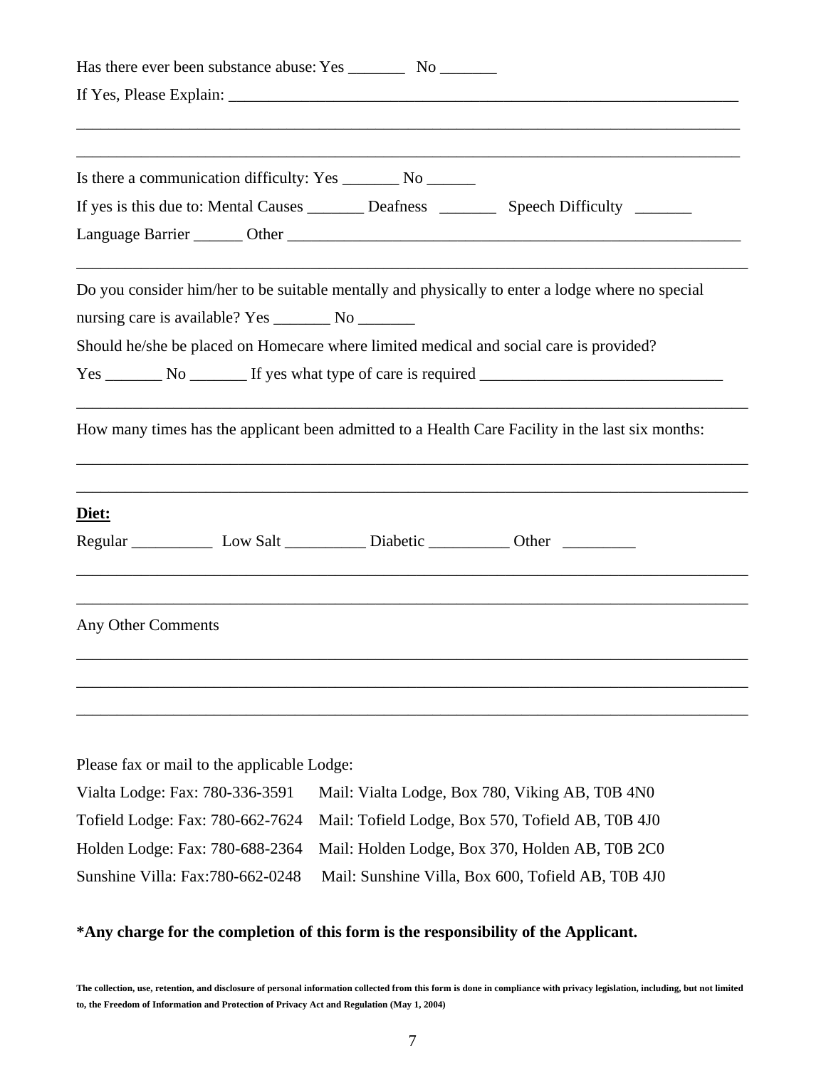Has there ever been substance abuse: Yes _______ No _______

If Yes, Please Explain: ______________________________________________________________

______________________________________________________________________________

______________________________________________________________________________

Is there a communication difficulty: Yes _______ No ______

If yes is this due to: Mental Causes _______ Deafness _______ Speech Difficulty _______

Language Barrier ______ Other _______________________________________________________

______________________________________________________________________________

Do you consider him/her to be suitable mentally and physically to enter a lodge where no special nursing care is available? Yes _______ No _______

Should he/she be placed on Homecare where limited medical and social care is provided?

Yes _______ No _______ If yes what type of care is required ______________________________

______________________________________________________________________________

How many times has the applicant been admitted to a Health Care Facility in the last six months:

______________________________________________________________________________

______________________________________________________________________________

**Diet:**

Regular __________ Low Salt __________ Diabetic __________ Other _________

______________________________________________________________________________

______________________________________________________________________________

Any Other Comments

______________________________________________________________________________

______________________________________________________________________________

______________________________________________________________________________

Please fax or mail to the applicable Lodge:

Vialta Lodge: Fax: 780-336-3591 Mail: Vialta Lodge, Box 780, Viking AB, T0B 4N0

Tofield Lodge: Fax: 780-662-7624 Mail: Tofield Lodge, Box 570, Tofield AB, T0B 4J0

Holden Lodge: Fax: 780-688-2364 Mail: Holden Lodge, Box 370, Holden AB, T0B 2C0

Sunshine Villa: Fax:780-662-0248 Mail: Sunshine Villa, Box 600, Tofield AB, T0B 4J0

**\*Any charge for the completion of this form is the responsibility of the Applicant.**

**The collection, use, retention, and disclosure of personal information collected from this form is done in compliance with privacy legislation, including, but not limited to, the Freedom of Information and Protection of Privacy Act and Regulation (May 1, 2004)**